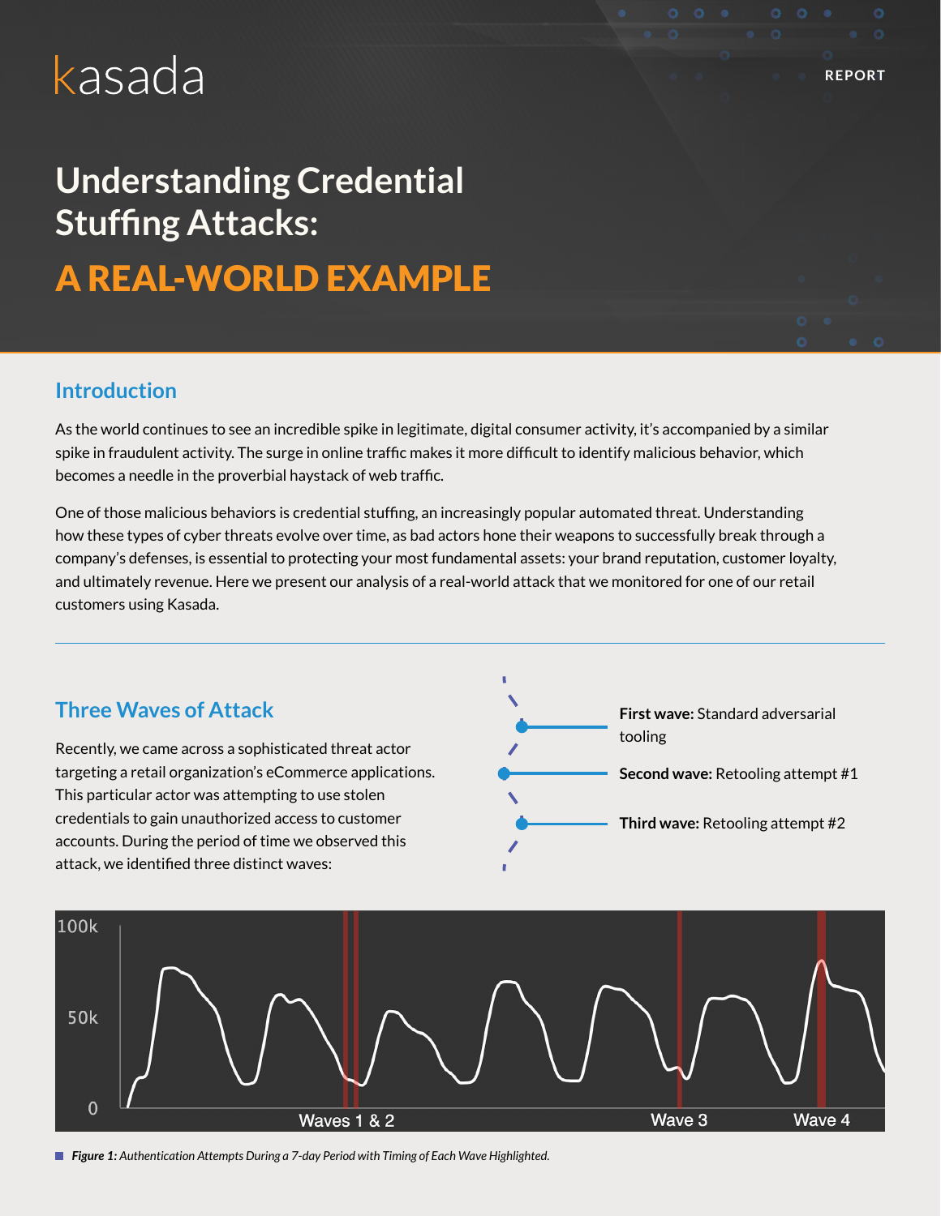kasada

REPORT

# Understanding Credential Stuffing Attacks:

# A REAL-WORLD EXAMPLE

## Introduction

As the world continues to see an incredible spike in legitimate, digital consumer activity, it's accompanied by a similar spike in fraudulent activity. The surge in online traffic makes it more difficult to identify malicious behavior, which becomes a needle in the proverbial haystack of web traffic.

One of those malicious behaviors is credential stuffing, an increasingly popular automated threat. Understanding how these types of cyber threats evolve over time, as bad actors hone their weapons to successfully break through a company's defenses, is essential to protecting your most fundamental assets: your brand reputation, customer loyalty, and ultimately revenue. Here we present our analysis of a real-world attack that we monitored for one of our retail customers using Kasada.

## Three Waves of Attack

Recently, we came across a sophisticated threat actor targeting a retail organization's eCommerce applications. This particular actor was attempting to use stolen credentials to gain unauthorized access to customer accounts. During the period of time we observed this attack, we identified three distinct waves:

- **First wave:** Standard adversarial tooling
- **Second wave:** Retooling attempt #1
- **Third wave:** Retooling attempt #2

100k | 50k | 0 — Waves 1 & 2 | Wave 3 | Wave 4

*Figure 1: Authentication Attempts During a 7-day Period with Timing of Each Wave Highlighted.*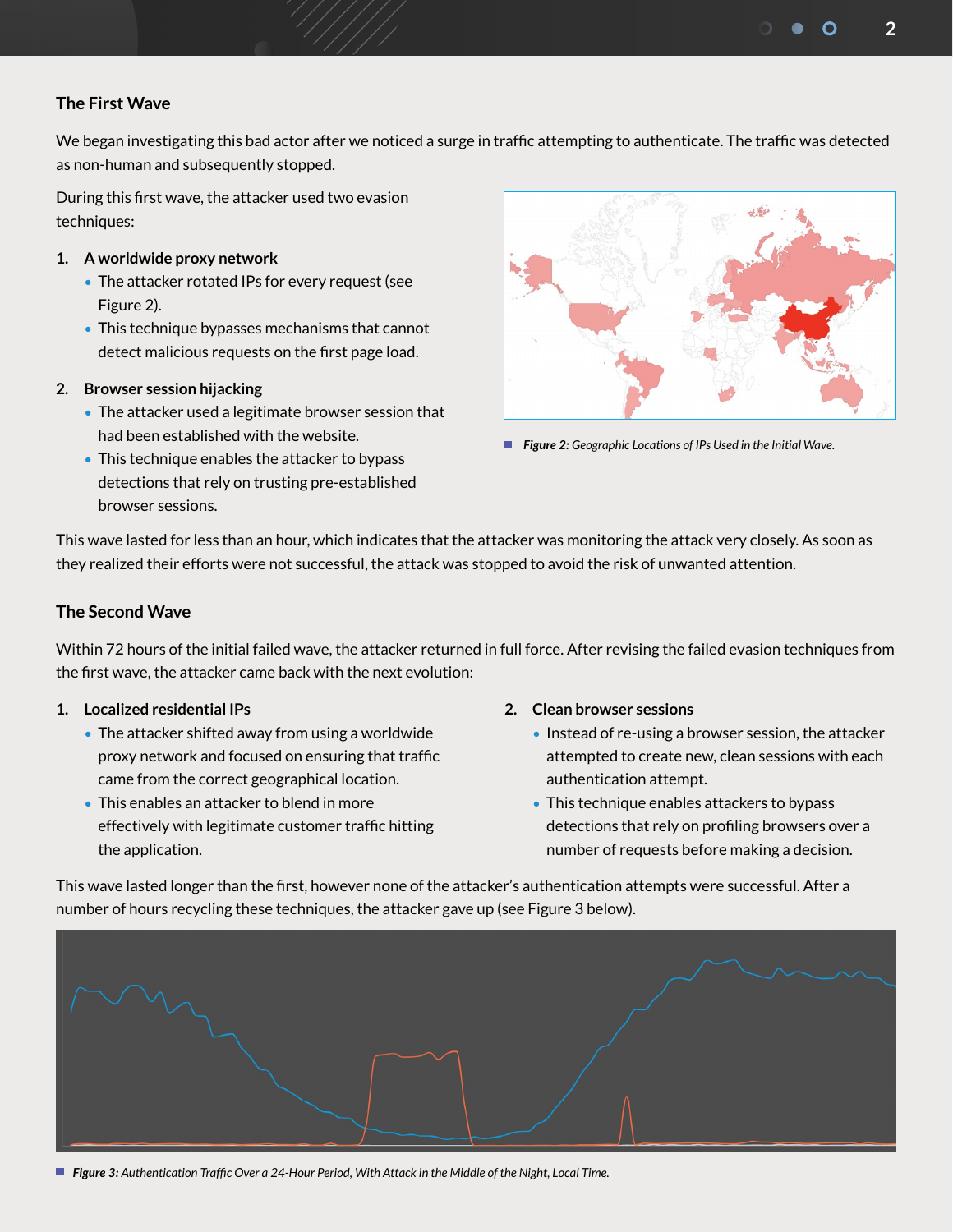## The First Wave

We began investigating this bad actor after we noticed a surge in traffic attempting to authenticate. The traffic was detected as non-human and subsequently stopped.

During this first wave, the attacker used two evasion techniques:

1. **A worldwide proxy network**
   - The attacker rotated IPs for every request (see Figure 2).
   - This technique bypasses mechanisms that cannot detect malicious requests on the first page load.
2. **Browser session hijacking**
   - The attacker used a legitimate browser session that had been established with the website.
   - This technique enables the attacker to bypass detections that rely on trusting pre-established browser sessions.

***Figure 2:** Geographic Locations of IPs Used in the Initial Wave.*

This wave lasted for less than an hour, which indicates that the attacker was monitoring the attack very closely. As soon as they realized their efforts were not successful, the attack was stopped to avoid the risk of unwanted attention.

## The Second Wave

Within 72 hours of the initial failed wave, the attacker returned in full force. After revising the failed evasion techniques from the first wave, the attacker came back with the next evolution:

1. **Localized residential IPs**
   - The attacker shifted away from using a worldwide proxy network and focused on ensuring that traffic came from the correct geographical location.
   - This enables an attacker to blend in more effectively with legitimate customer traffic hitting the application.
2. **Clean browser sessions**
   - Instead of re-using a browser session, the attacker attempted to create new, clean sessions with each authentication attempt.
   - This technique enables attackers to bypass detections that rely on profiling browsers over a number of requests before making a decision.

This wave lasted longer than the first, however none of the attacker's authentication attempts were successful. After a number of hours recycling these techniques, the attacker gave up (see Figure 3 below).

***Figure 3:** Authentication Traffic Over a 24-Hour Period, With Attack in the Middle of the Night, Local Time.*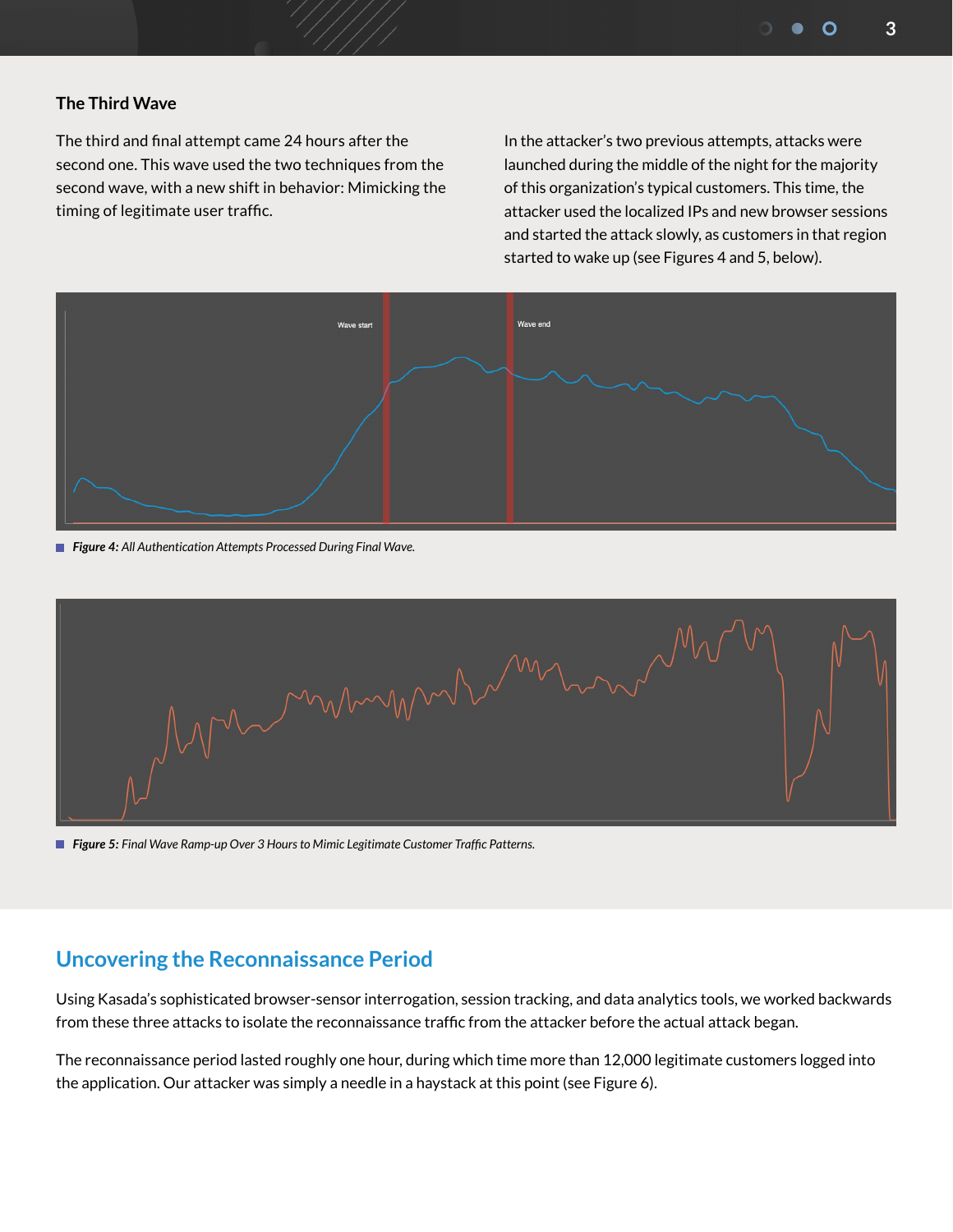### The Third Wave

The third and final attempt came 24 hours after the second one. This wave used the two techniques from the second wave, with a new shift in behavior: Mimicking the timing of legitimate user traffic.

In the attacker's two previous attempts, attacks were launched during the middle of the night for the majority of this organization's typical customers. This time, the attacker used the localized IPs and new browser sessions and started the attack slowly, as customers in that region started to wake up (see Figures 4 and 5, below).

**Figure 4:** *All Authentication Attempts Processed During Final Wave.*

**Figure 5:** *Final Wave Ramp-up Over 3 Hours to Mimic Legitimate Customer Traffic Patterns.*

## Uncovering the Reconnaissance Period

Using Kasada's sophisticated browser-sensor interrogation, session tracking, and data analytics tools, we worked backwards from these three attacks to isolate the reconnaissance traffic from the attacker before the actual attack began.

The reconnaissance period lasted roughly one hour, during which time more than 12,000 legitimate customers logged into the application. Our attacker was simply a needle in a haystack at this point (see Figure 6).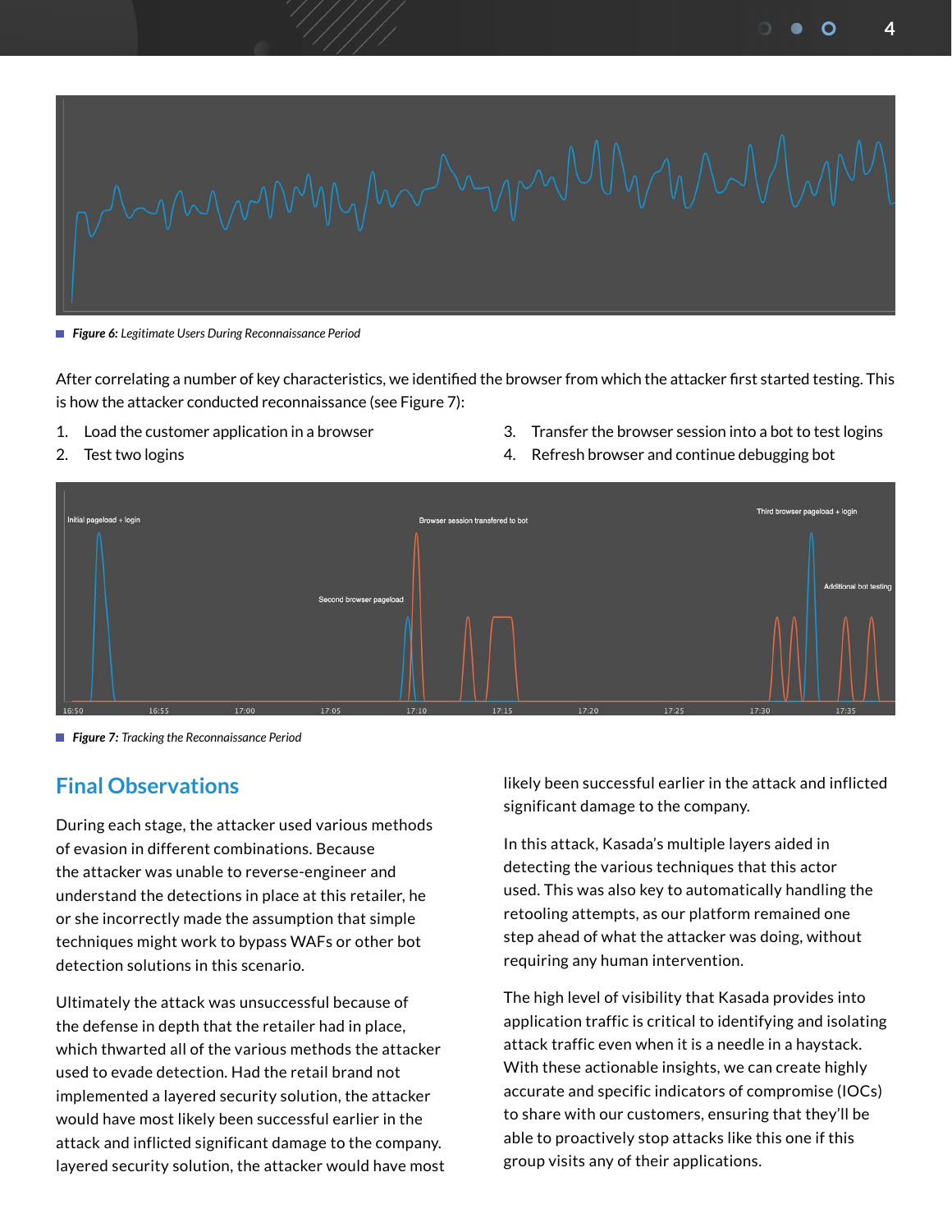**Figure 6:** *Legitimate Users During Reconnaissance Period*

After correlating a number of key characteristics, we identified the browser from which the attacker first started testing. This is how the attacker conducted reconnaissance (see Figure 7):

1. Load the customer application in a browser
2. Test two logins
3. Transfer the browser session into a bot to test logins
4. Refresh browser and continue debugging bot

**Figure 7:** *Tracking the Reconnaissance Period*

## Final Observations

During each stage, the attacker used various methods of evasion in different combinations. Because the attacker was unable to reverse-engineer and understand the detections in place at this retailer, he or she incorrectly made the assumption that simple techniques might work to bypass WAFs or other bot detection solutions in this scenario.

Ultimately the attack was unsuccessful because of the defense in depth that the retailer had in place, which thwarted all of the various methods the attacker used to evade detection. Had the retail brand not implemented a layered security solution, the attacker would have most likely been successful earlier in the attack and inflicted significant damage to the company. layered security solution, the attacker would have most likely been successful earlier in the attack and inflicted significant damage to the company.

In this attack, Kasada's multiple layers aided in detecting the various techniques that this actor used. This was also key to automatically handling the retooling attempts, as our platform remained one step ahead of what the attacker was doing, without requiring any human intervention.

The high level of visibility that Kasada provides into application traffic is critical to identifying and isolating attack traffic even when it is a needle in a haystack. With these actionable insights, we can create highly accurate and specific indicators of compromise (IOCs) to share with our customers, ensuring that they'll be able to proactively stop attacks like this one if this group visits any of their applications.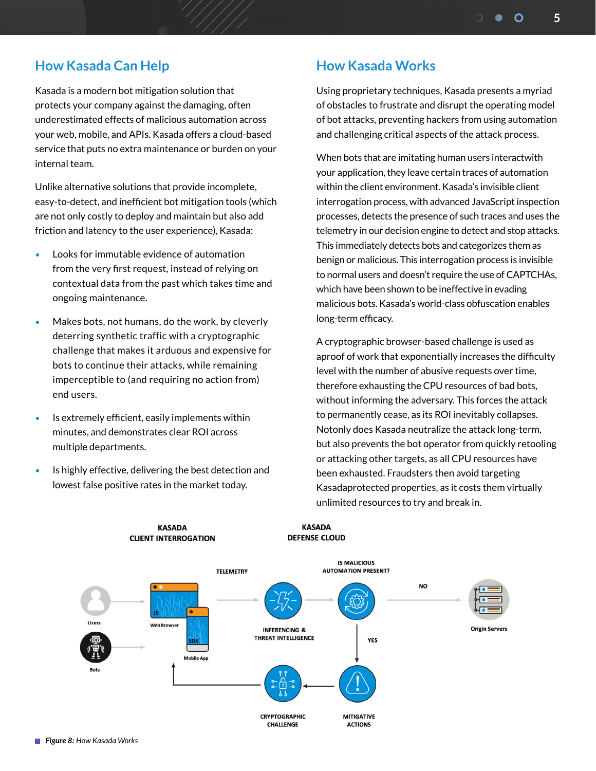## How Kasada Can Help

Kasada is a modern bot mitigation solution that protects your company against the damaging, often underestimated effects of malicious automation across your web, mobile, and APIs. Kasada offers a cloud-based service that puts no extra maintenance or burden on your internal team.

Unlike alternative solutions that provide incomplete, easy-to-detect, and inefficient bot mitigation tools (which are not only costly to deploy and maintain but also add friction and latency to the user experience), Kasada:

- Looks for immutable evidence of automation from the very first request, instead of relying on contextual data from the past which takes time and ongoing maintenance.
- Makes bots, not humans, do the work, by cleverly deterring synthetic traffic with a cryptographic challenge that makes it arduous and expensive for bots to continue their attacks, while remaining imperceptible to (and requiring no action from) end users.
- Is extremely efficient, easily implements within minutes, and demonstrates clear ROI across multiple departments.
- Is highly effective, delivering the best detection and lowest false positive rates in the market today.

## How Kasada Works

Using proprietary techniques, Kasada presents a myriad of obstacles to frustrate and disrupt the operating model of bot attacks, preventing hackers from using automation and challenging critical aspects of the attack process.

When bots that are imitating human users interactwith your application, they leave certain traces of automation within the client environment. Kasada's invisible client interrogation process, with advanced JavaScript inspection processes, detects the presence of such traces and uses the telemetry in our decision engine to detect and stop attacks. This immediately detects bots and categorizes them as benign or malicious. This interrogation process is invisible to normal users and doesn't require the use of CAPTCHAs, which have been shown to be ineffective in evading malicious bots. Kasada's world-class obfuscation enables long-term efficacy.

A cryptographic browser-based challenge is used as aproof of work that exponentially increases the difficulty level with the number of abusive requests over time, therefore exhausting the CPU resources of bad bots, without informing the adversary. This forces the attack to permanently cease, as its ROI inevitably collapses. Notonly does Kasada neutralize the attack long-term, but also prevents the bot operator from quickly retooling or attacking other targets, as all CPU resources have been exhausted. Fraudsters then avoid targeting Kasadaprotected properties, as it costs them virtually unlimited resources to try and break in.

**KASADA CLIENT INTERROGATION** | **KASADA DEFENSE CLOUD**

Users → Web Browser (JS) / Mobile App (SDK) → TELEMETRY → INFERENCING & THREAT INTELLIGENCE → IS MALICIOUS AUTOMATION PRESENT? → NO → Origin Servers

YES → MITIGATIVE ACTIONS → CRYPTOGRAPHIC CHALLENGE → Web Browser / Mobile App

Bots → Web Browser / Mobile App

***Figure 8:*** *How Kasada Works*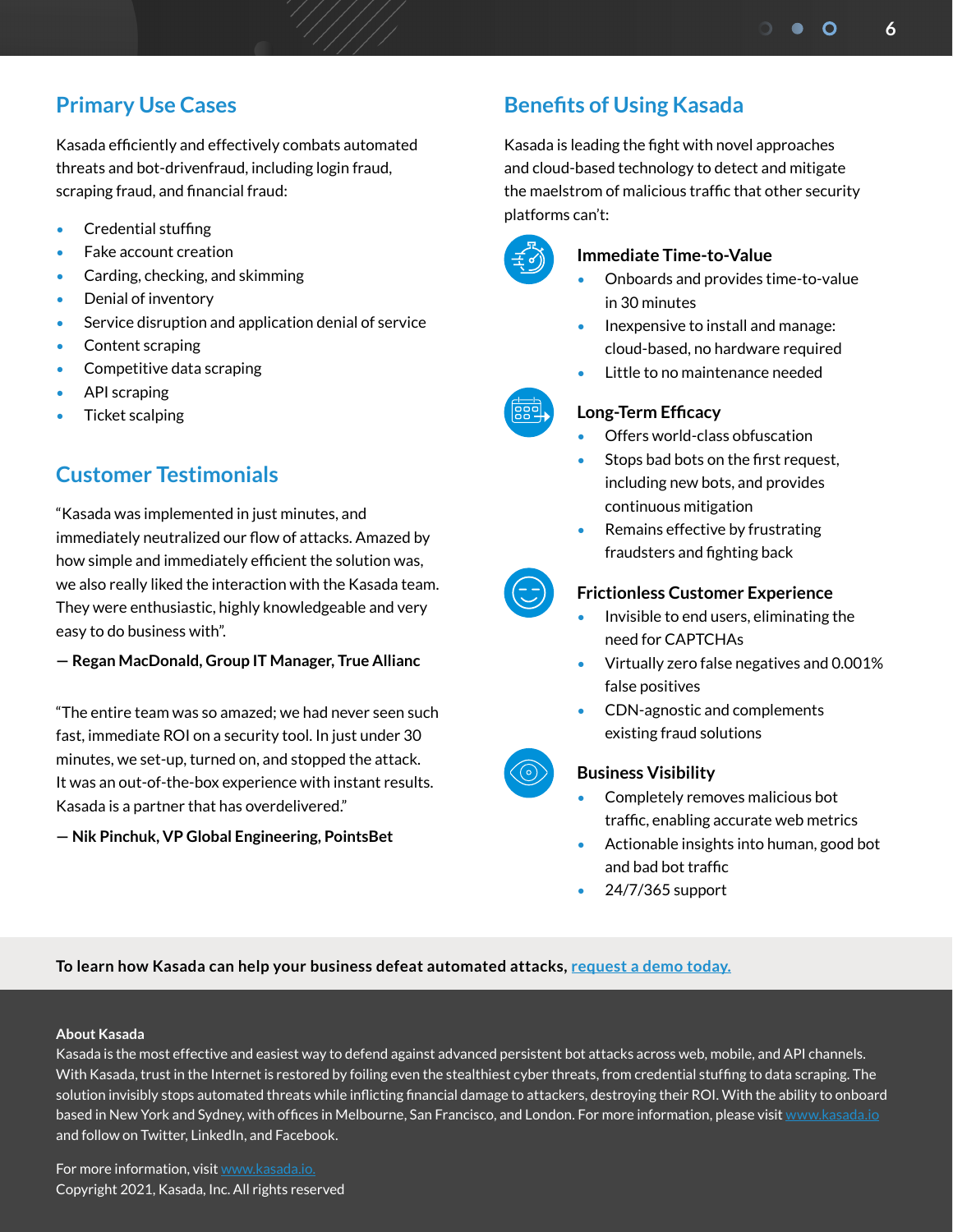## Primary Use Cases

Kasada efficiently and effectively combats automated threats and bot-drivenfraud, including login fraud, scraping fraud, and financial fraud:

- Credential stuffing
- Fake account creation
- Carding, checking, and skimming
- Denial of inventory
- Service disruption and application denial of service
- Content scraping
- Competitive data scraping
- API scraping
- Ticket scalping

## Customer Testimonials

"Kasada was implemented in just minutes, and immediately neutralized our flow of attacks. Amazed by how simple and immediately efficient the solution was, we also really liked the interaction with the Kasada team. They were enthusiastic, highly knowledgeable and very easy to do business with".

**— Regan MacDonald, Group IT Manager, True Allianc**

"The entire team was so amazed; we had never seen such fast, immediate ROI on a security tool. In just under 30 minutes, we set-up, turned on, and stopped the attack. It was an out-of-the-box experience with instant results. Kasada is a partner that has overdelivered."

**— Nik Pinchuk, VP Global Engineering, PointsBet**

## Benefits of Using Kasada

Kasada is leading the fight with novel approaches and cloud-based technology to detect and mitigate the maelstrom of malicious traffic that other security platforms can't:

### Immediate Time-to-Value

- Onboards and provides time-to-value in 30 minutes
- Inexpensive to install and manage: cloud-based, no hardware required
- Little to no maintenance needed

### Long-Term Efficacy

- Offers world-class obfuscation
- Stops bad bots on the first request, including new bots, and provides continuous mitigation
- Remains effective by frustrating fraudsters and fighting back

### Frictionless Customer Experience

- Invisible to end users, eliminating the need for CAPTCHAs
- Virtually zero false negatives and 0.001% false positives
- CDN-agnostic and complements existing fraud solutions

### Business Visibility

- Completely removes malicious bot traffic, enabling accurate web metrics
- Actionable insights into human, good bot and bad bot traffic
- 24/7/365 support

**To learn how Kasada can help your business defeat automated attacks, request a demo today.**

**About Kasada**
Kasada is the most effective and easiest way to defend against advanced persistent bot attacks across web, mobile, and API channels. With Kasada, trust in the Internet is restored by foiling even the stealthiest cyber threats, from credential stuffing to data scraping. The solution invisibly stops automated threats while inflicting financial damage to attackers, destroying their ROI. With the ability to onboard based in New York and Sydney, with offices in Melbourne, San Francisco, and London. For more information, please visit www.kasada.io and follow on Twitter, LinkedIn, and Facebook.

For more information, visit www.kasada.io.
Copyright 2021, Kasada, Inc. All rights reserved